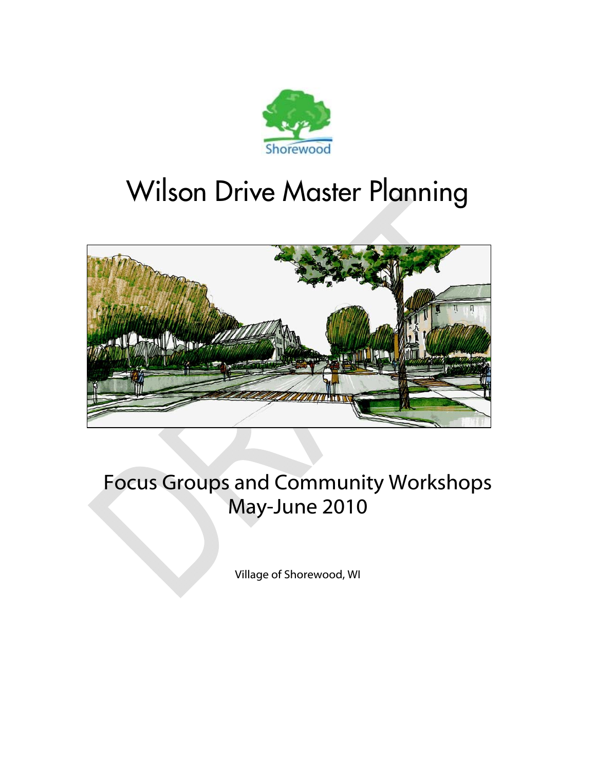Shorewood

# Wilson Drive Master Planning

## Focus Groups and Community Workshops
## May-June 2010

Village of Shorewood, WI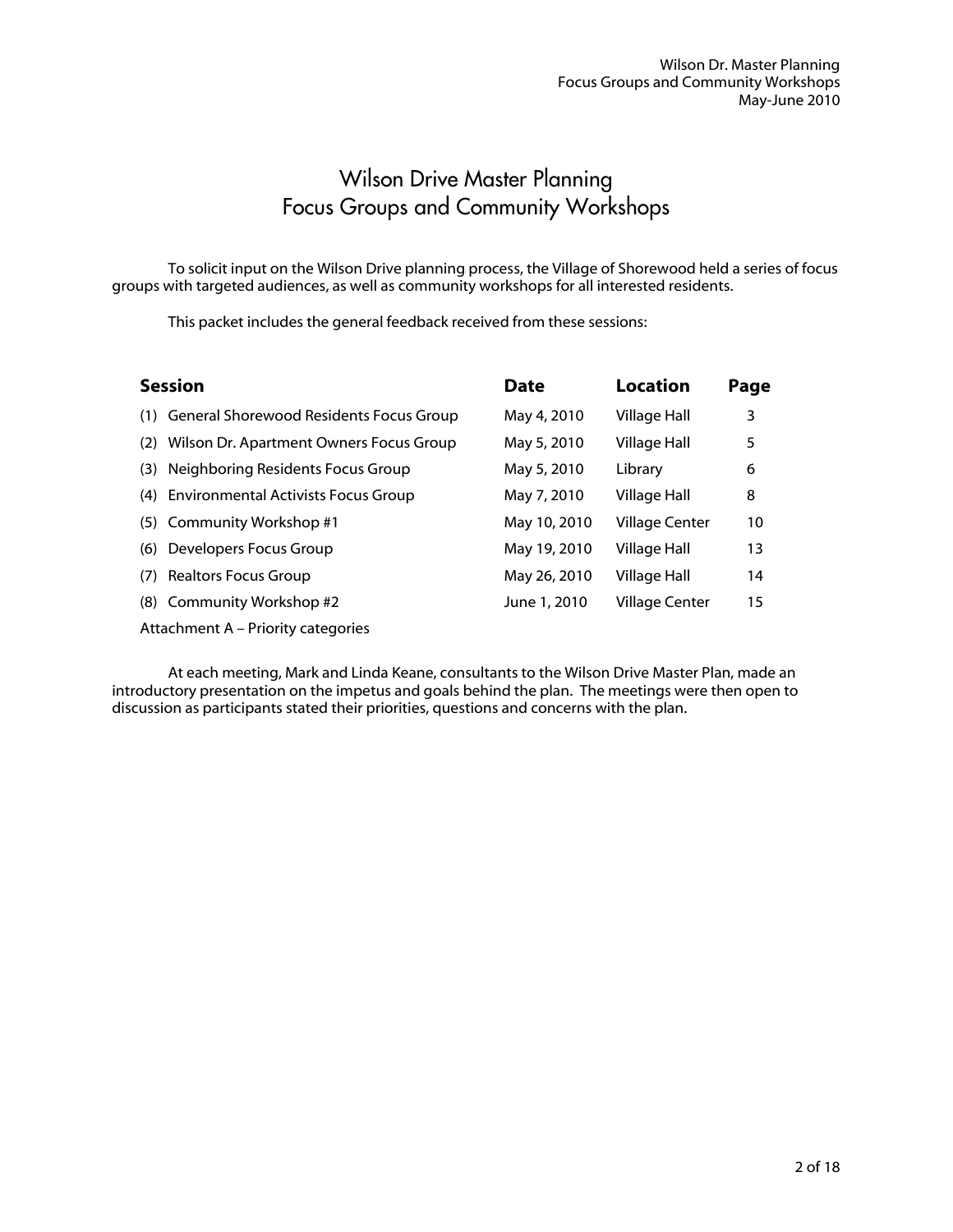# Wilson Drive Master Planning
# Focus Groups and Community Workshops

To solicit input on the Wilson Drive planning process, the Village of Shorewood held a series of focus groups with targeted audiences, as well as community workshops for all interested residents.

This packet includes the general feedback received from these sessions:

| Session | Date | Location | Page |
|---|---|---|---|
| (1) General Shorewood Residents Focus Group | May 4, 2010 | Village Hall | 3 |
| (2) Wilson Dr. Apartment Owners Focus Group | May 5, 2010 | Village Hall | 5 |
| (3) Neighboring Residents Focus Group | May 5, 2010 | Library | 6 |
| (4) Environmental Activists Focus Group | May 7, 2010 | Village Hall | 8 |
| (5) Community Workshop #1 | May 10, 2010 | Village Center | 10 |
| (6) Developers Focus Group | May 19, 2010 | Village Hall | 13 |
| (7) Realtors Focus Group | May 26, 2010 | Village Hall | 14 |
| (8) Community Workshop #2 | June 1, 2010 | Village Center | 15 |
| Attachment A – Priority categories | | | |

At each meeting, Mark and Linda Keane, consultants to the Wilson Drive Master Plan, made an introductory presentation on the impetus and goals behind the plan. The meetings were then open to discussion as participants stated their priorities, questions and concerns with the plan.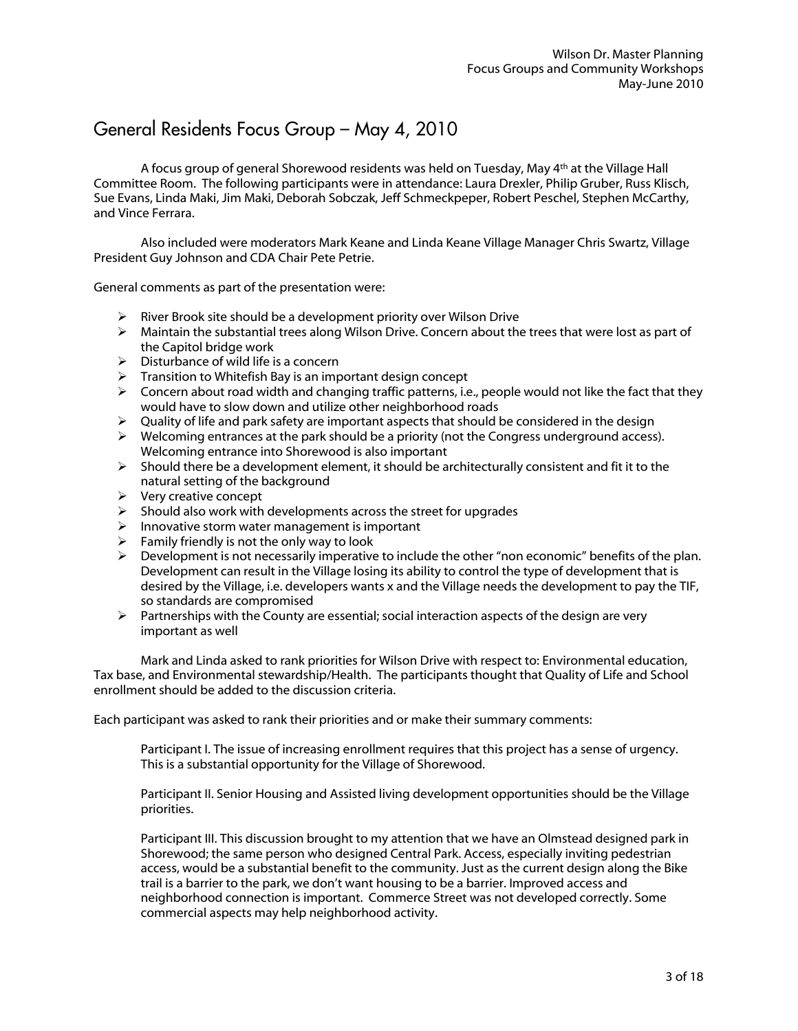# General Residents Focus Group – May 4, 2010

A focus group of general Shorewood residents was held on Tuesday, May 4th at the Village Hall Committee Room. The following participants were in attendance: Laura Drexler, Philip Gruber, Russ Klisch, Sue Evans, Linda Maki, Jim Maki, Deborah Sobczak, Jeff Schmeckpeper, Robert Peschel, Stephen McCarthy, and Vince Ferrara.

Also included were moderators Mark Keane and Linda Keane Village Manager Chris Swartz, Village President Guy Johnson and CDA Chair Pete Petrie.

General comments as part of the presentation were:

- River Brook site should be a development priority over Wilson Drive
- Maintain the substantial trees along Wilson Drive. Concern about the trees that were lost as part of the Capitol bridge work
- Disturbance of wild life is a concern
- Transition to Whitefish Bay is an important design concept
- Concern about road width and changing traffic patterns, i.e., people would not like the fact that they would have to slow down and utilize other neighborhood roads
- Quality of life and park safety are important aspects that should be considered in the design
- Welcoming entrances at the park should be a priority (not the Congress underground access). Welcoming entrance into Shorewood is also important
- Should there be a development element, it should be architecturally consistent and fit it to the natural setting of the background
- Very creative concept
- Should also work with developments across the street for upgrades
- Innovative storm water management is important
- Family friendly is not the only way to look
- Development is not necessarily imperative to include the other "non economic" benefits of the plan. Development can result in the Village losing its ability to control the type of development that is desired by the Village, i.e. developers wants x and the Village needs the development to pay the TIF, so standards are compromised
- Partnerships with the County are essential; social interaction aspects of the design are very important as well

Mark and Linda asked to rank priorities for Wilson Drive with respect to: Environmental education, Tax base, and Environmental stewardship/Health. The participants thought that Quality of Life and School enrollment should be added to the discussion criteria.

Each participant was asked to rank their priorities and or make their summary comments:

Participant I. The issue of increasing enrollment requires that this project has a sense of urgency. This is a substantial opportunity for the Village of Shorewood.

Participant II. Senior Housing and Assisted living development opportunities should be the Village priorities.

Participant III. This discussion brought to my attention that we have an Olmstead designed park in Shorewood; the same person who designed Central Park. Access, especially inviting pedestrian access, would be a substantial benefit to the community. Just as the current design along the Bike trail is a barrier to the park, we don't want housing to be a barrier. Improved access and neighborhood connection is important. Commerce Street was not developed correctly. Some commercial aspects may help neighborhood activity.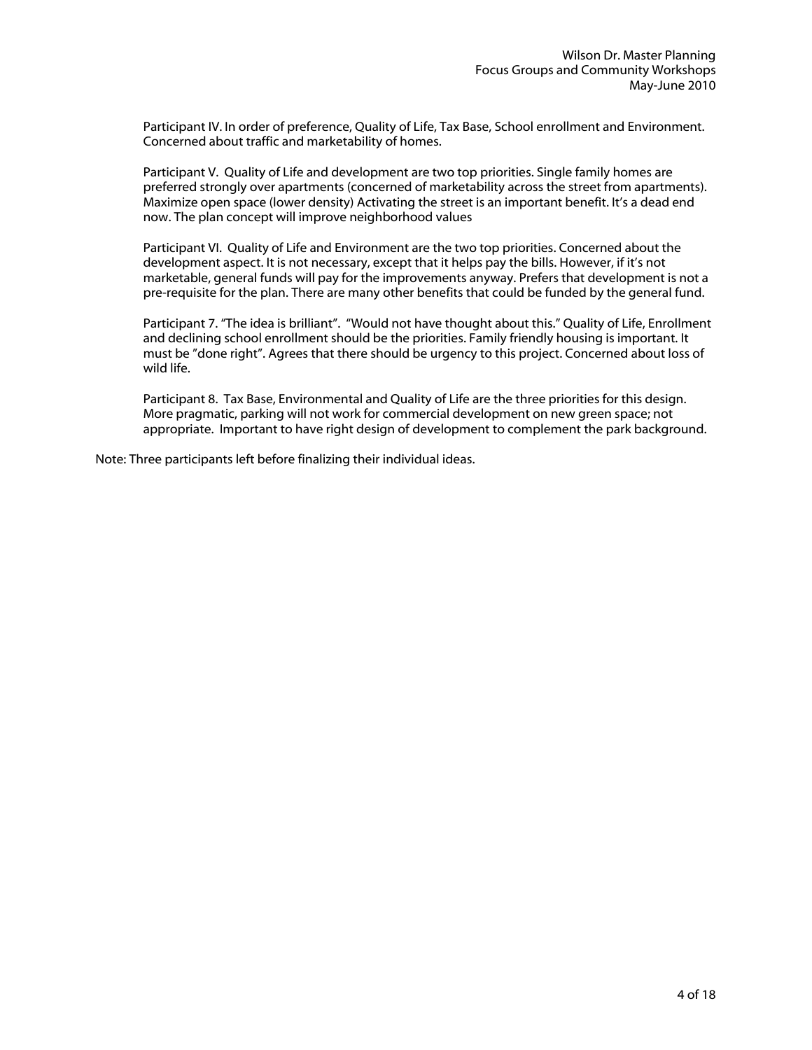Participant IV. In order of preference, Quality of Life, Tax Base, School enrollment and Environment. Concerned about traffic and marketability of homes.

Participant V. Quality of Life and development are two top priorities. Single family homes are preferred strongly over apartments (concerned of marketability across the street from apartments). Maximize open space (lower density) Activating the street is an important benefit. It's a dead end now. The plan concept will improve neighborhood values

Participant VI. Quality of Life and Environment are the two top priorities. Concerned about the development aspect. It is not necessary, except that it helps pay the bills. However, if it's not marketable, general funds will pay for the improvements anyway. Prefers that development is not a pre-requisite for the plan. There are many other benefits that could be funded by the general fund.

Participant 7. "The idea is brilliant". "Would not have thought about this." Quality of Life, Enrollment and declining school enrollment should be the priorities. Family friendly housing is important. It must be "done right". Agrees that there should be urgency to this project. Concerned about loss of wild life.

Participant 8. Tax Base, Environmental and Quality of Life are the three priorities for this design. More pragmatic, parking will not work for commercial development on new green space; not appropriate. Important to have right design of development to complement the park background.

Note: Three participants left before finalizing their individual ideas.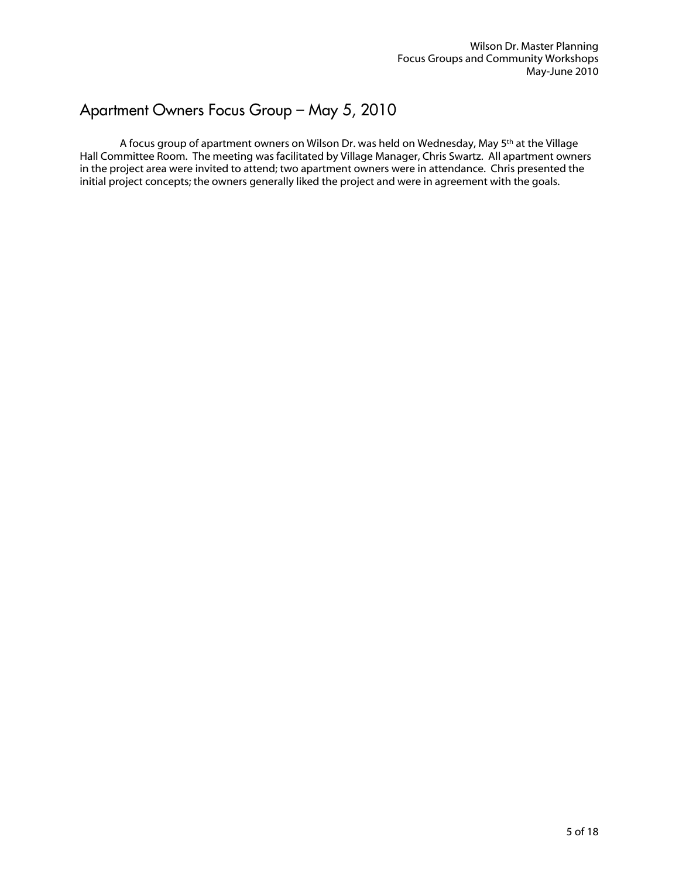## Apartment Owners Focus Group – May 5, 2010

A focus group of apartment owners on Wilson Dr. was held on Wednesday, May 5th at the Village Hall Committee Room. The meeting was facilitated by Village Manager, Chris Swartz. All apartment owners in the project area were invited to attend; two apartment owners were in attendance. Chris presented the initial project concepts; the owners generally liked the project and were in agreement with the goals.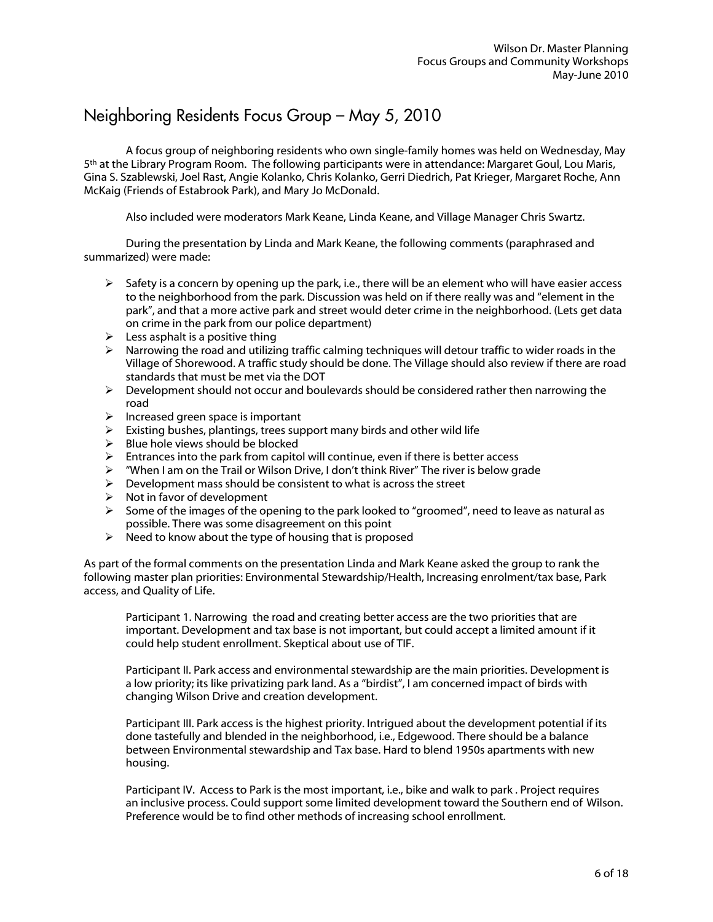# Neighboring Residents Focus Group – May 5, 2010

A focus group of neighboring residents who own single-family homes was held on Wednesday, May 5th at the Library Program Room. The following participants were in attendance: Margaret Goul, Lou Maris, Gina S. Szablewski, Joel Rast, Angie Kolanko, Chris Kolanko, Gerri Diedrich, Pat Krieger, Margaret Roche, Ann McKaig (Friends of Estabrook Park), and Mary Jo McDonald.

Also included were moderators Mark Keane, Linda Keane, and Village Manager Chris Swartz.

During the presentation by Linda and Mark Keane, the following comments (paraphrased and summarized) were made:

- Safety is a concern by opening up the park, i.e., there will be an element who will have easier access to the neighborhood from the park. Discussion was held on if there really was and "element in the park", and that a more active park and street would deter crime in the neighborhood. (Lets get data on crime in the park from our police department)
- Less asphalt is a positive thing
- Narrowing the road and utilizing traffic calming techniques will detour traffic to wider roads in the Village of Shorewood. A traffic study should be done. The Village should also review if there are road standards that must be met via the DOT
- Development should not occur and boulevards should be considered rather then narrowing the road
- Increased green space is important
- Existing bushes, plantings, trees support many birds and other wild life
- Blue hole views should be blocked
- Entrances into the park from capitol will continue, even if there is better access
- "When I am on the Trail or Wilson Drive, I don't think River" The river is below grade
- Development mass should be consistent to what is across the street
- Not in favor of development
- Some of the images of the opening to the park looked to "groomed", need to leave as natural as possible. There was some disagreement on this point
- Need to know about the type of housing that is proposed

As part of the formal comments on the presentation Linda and Mark Keane asked the group to rank the following master plan priorities: Environmental Stewardship/Health, Increasing enrolment/tax base, Park access, and Quality of Life.

Participant 1. Narrowing the road and creating better access are the two priorities that are important. Development and tax base is not important, but could accept a limited amount if it could help student enrollment. Skeptical about use of TIF.

Participant II. Park access and environmental stewardship are the main priorities. Development is a low priority; its like privatizing park land. As a "birdist", I am concerned impact of birds with changing Wilson Drive and creation development.

Participant III. Park access is the highest priority. Intrigued about the development potential if its done tastefully and blended in the neighborhood, i.e., Edgewood. There should be a balance between Environmental stewardship and Tax base. Hard to blend 1950s apartments with new housing.

Participant IV. Access to Park is the most important, i.e., bike and walk to park . Project requires an inclusive process. Could support some limited development toward the Southern end of Wilson. Preference would be to find other methods of increasing school enrollment.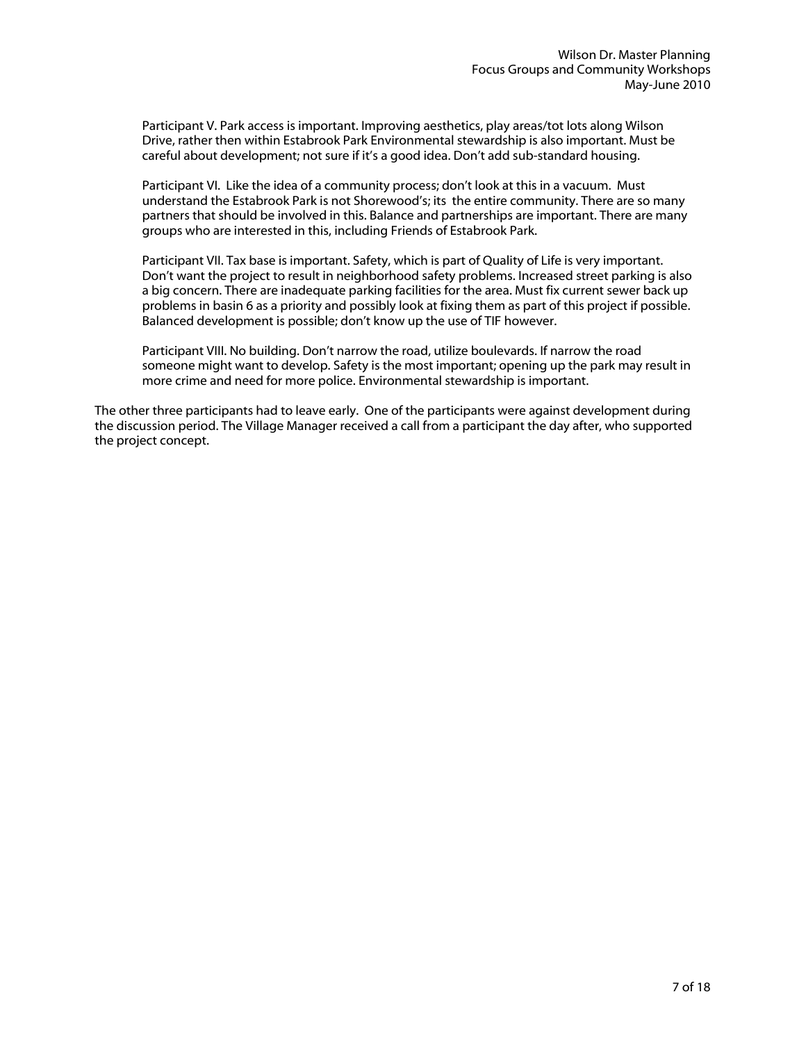Participant V. Park access is important. Improving aesthetics, play areas/tot lots along Wilson Drive, rather then within Estabrook Park Environmental stewardship is also important. Must be careful about development; not sure if it's a good idea. Don't add sub-standard housing.

Participant VI. Like the idea of a community process; don't look at this in a vacuum. Must understand the Estabrook Park is not Shorewood's; its the entire community. There are so many partners that should be involved in this. Balance and partnerships are important. There are many groups who are interested in this, including Friends of Estabrook Park.

Participant VII. Tax base is important. Safety, which is part of Quality of Life is very important. Don't want the project to result in neighborhood safety problems. Increased street parking is also a big concern. There are inadequate parking facilities for the area. Must fix current sewer back up problems in basin 6 as a priority and possibly look at fixing them as part of this project if possible. Balanced development is possible; don't know up the use of TIF however.

Participant VIII. No building. Don't narrow the road, utilize boulevards. If narrow the road someone might want to develop. Safety is the most important; opening up the park may result in more crime and need for more police. Environmental stewardship is important.

The other three participants had to leave early. One of the participants were against development during the discussion period. The Village Manager received a call from a participant the day after, who supported the project concept.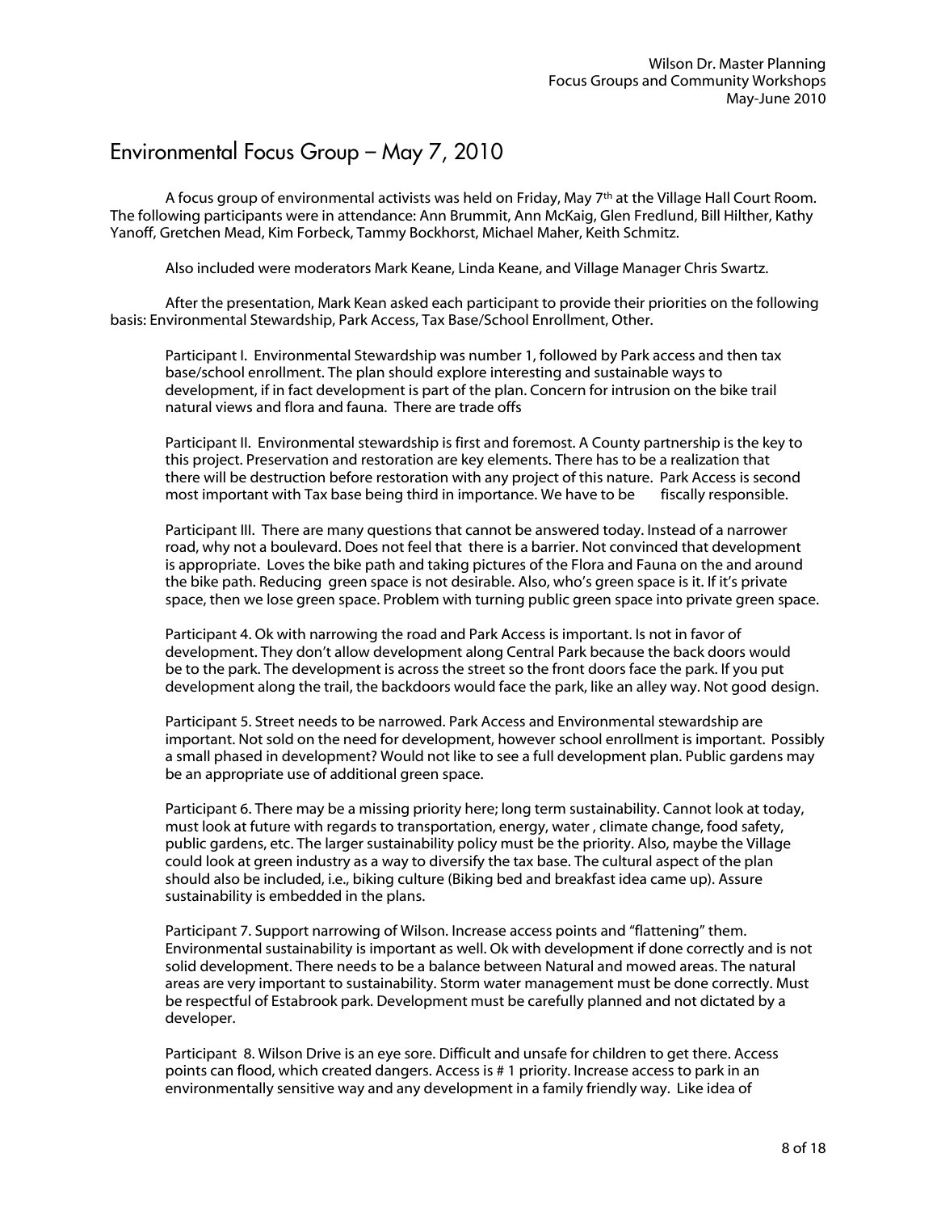# Environmental Focus Group – May 7, 2010

A focus group of environmental activists was held on Friday, May 7th at the Village Hall Court Room. The following participants were in attendance: Ann Brummit, Ann McKaig, Glen Fredlund, Bill Hilther, Kathy Yanoff, Gretchen Mead, Kim Forbeck, Tammy Bockhorst, Michael Maher, Keith Schmitz.

Also included were moderators Mark Keane, Linda Keane, and Village Manager Chris Swartz.

After the presentation, Mark Kean asked each participant to provide their priorities on the following basis: Environmental Stewardship, Park Access, Tax Base/School Enrollment, Other.

Participant I. Environmental Stewardship was number 1, followed by Park access and then tax base/school enrollment. The plan should explore interesting and sustainable ways to development, if in fact development is part of the plan. Concern for intrusion on the bike trail natural views and flora and fauna. There are trade offs

Participant II. Environmental stewardship is first and foremost. A County partnership is the key to this project. Preservation and restoration are key elements. There has to be a realization that there will be destruction before restoration with any project of this nature. Park Access is second most important with Tax base being third in importance. We have to be fiscally responsible.

Participant III. There are many questions that cannot be answered today. Instead of a narrower road, why not a boulevard. Does not feel that there is a barrier. Not convinced that development is appropriate. Loves the bike path and taking pictures of the Flora and Fauna on the and around the bike path. Reducing green space is not desirable. Also, who's green space is it. If it's private space, then we lose green space. Problem with turning public green space into private green space.

Participant 4. Ok with narrowing the road and Park Access is important. Is not in favor of development. They don't allow development along Central Park because the back doors would be to the park. The development is across the street so the front doors face the park. If you put development along the trail, the backdoors would face the park, like an alley way. Not good design.

Participant 5. Street needs to be narrowed. Park Access and Environmental stewardship are important. Not sold on the need for development, however school enrollment is important. Possibly a small phased in development? Would not like to see a full development plan. Public gardens may be an appropriate use of additional green space.

Participant 6. There may be a missing priority here; long term sustainability. Cannot look at today, must look at future with regards to transportation, energy, water , climate change, food safety, public gardens, etc. The larger sustainability policy must be the priority. Also, maybe the Village could look at green industry as a way to diversify the tax base. The cultural aspect of the plan should also be included, i.e., biking culture (Biking bed and breakfast idea came up). Assure sustainability is embedded in the plans.

Participant 7. Support narrowing of Wilson. Increase access points and "flattening" them. Environmental sustainability is important as well. Ok with development if done correctly and is not solid development. There needs to be a balance between Natural and mowed areas. The natural areas are very important to sustainability. Storm water management must be done correctly. Must be respectful of Estabrook park. Development must be carefully planned and not dictated by a developer.

Participant 8. Wilson Drive is an eye sore. Difficult and unsafe for children to get there. Access points can flood, which created dangers. Access is # 1 priority. Increase access to park in an environmentally sensitive way and any development in a family friendly way. Like idea of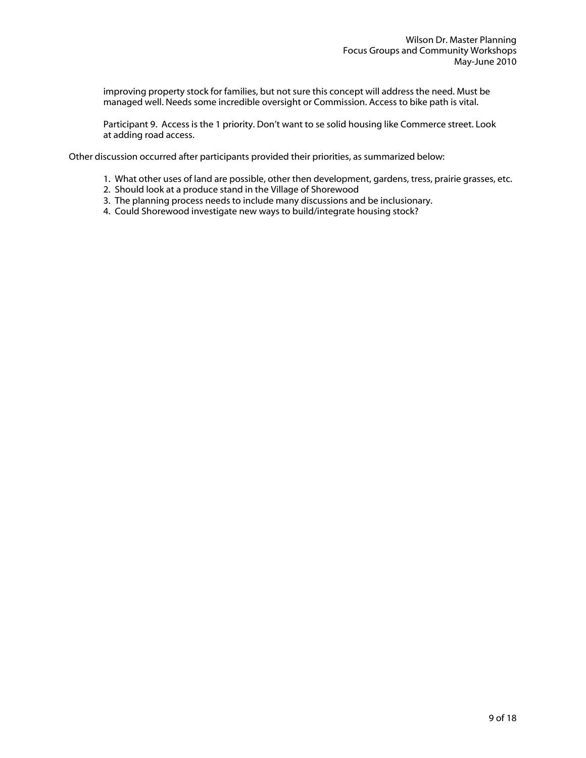improving property stock for families, but not sure this concept will address the need. Must be managed well. Needs some incredible oversight or Commission. Access to bike path is vital.

Participant 9. Access is the 1 priority. Don't want to se solid housing like Commerce street. Look at adding road access.

Other discussion occurred after participants provided their priorities, as summarized below:

1. What other uses of land are possible, other then development, gardens, tress, prairie grasses, etc.
2. Should look at a produce stand in the Village of Shorewood
3. The planning process needs to include many discussions and be inclusionary.
4. Could Shorewood investigate new ways to build/integrate housing stock?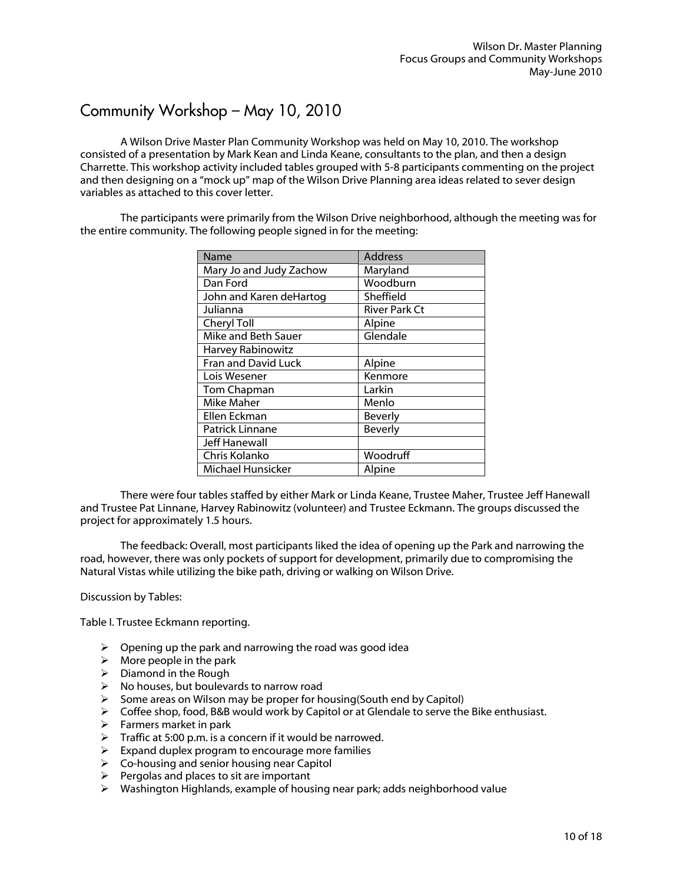# Community Workshop – May 10, 2010

A Wilson Drive Master Plan Community Workshop was held on May 10, 2010. The workshop consisted of a presentation by Mark Kean and Linda Keane, consultants to the plan, and then a design Charrette. This workshop activity included tables grouped with 5-8 participants commenting on the project and then designing on a "mock up" map of the Wilson Drive Planning area ideas related to sever design variables as attached to this cover letter.

The participants were primarily from the Wilson Drive neighborhood, although the meeting was for the entire community. The following people signed in for the meeting:

| Name | Address |
|---|---|
| Mary Jo and Judy Zachow | Maryland |
| Dan Ford | Woodburn |
| John and Karen deHartog | Sheffield |
| Julianna | River Park Ct |
| Cheryl Toll | Alpine |
| Mike and Beth Sauer | Glendale |
| Harvey Rabinowitz | |
| Fran and David Luck | Alpine |
| Lois Wesener | Kenmore |
| Tom Chapman | Larkin |
| Mike Maher | Menlo |
| Ellen Eckman | Beverly |
| Patrick Linnane | Beverly |
| Jeff Hanewall | |
| Chris Kolanko | Woodruff |
| Michael Hunsicker | Alpine |

There were four tables staffed by either Mark or Linda Keane, Trustee Maher, Trustee Jeff Hanewall and Trustee Pat Linnane, Harvey Rabinowitz (volunteer) and Trustee Eckmann. The groups discussed the project for approximately 1.5 hours.

The feedback: Overall, most participants liked the idea of opening up the Park and narrowing the road, however, there was only pockets of support for development, primarily due to compromising the Natural Vistas while utilizing the bike path, driving or walking on Wilson Drive.

Discussion by Tables:

Table I. Trustee Eckmann reporting.

- Opening up the park and narrowing the road was good idea
- More people in the park
- Diamond in the Rough
- No houses, but boulevards to narrow road
- Some areas on Wilson may be proper for housing(South end by Capitol)
- Coffee shop, food, B&B would work by Capitol or at Glendale to serve the Bike enthusiast.
- Farmers market in park
- Traffic at 5:00 p.m. is a concern if it would be narrowed.
- Expand duplex program to encourage more families
- Co-housing and senior housing near Capitol
- Pergolas and places to sit are important
- Washington Highlands, example of housing near park; adds neighborhood value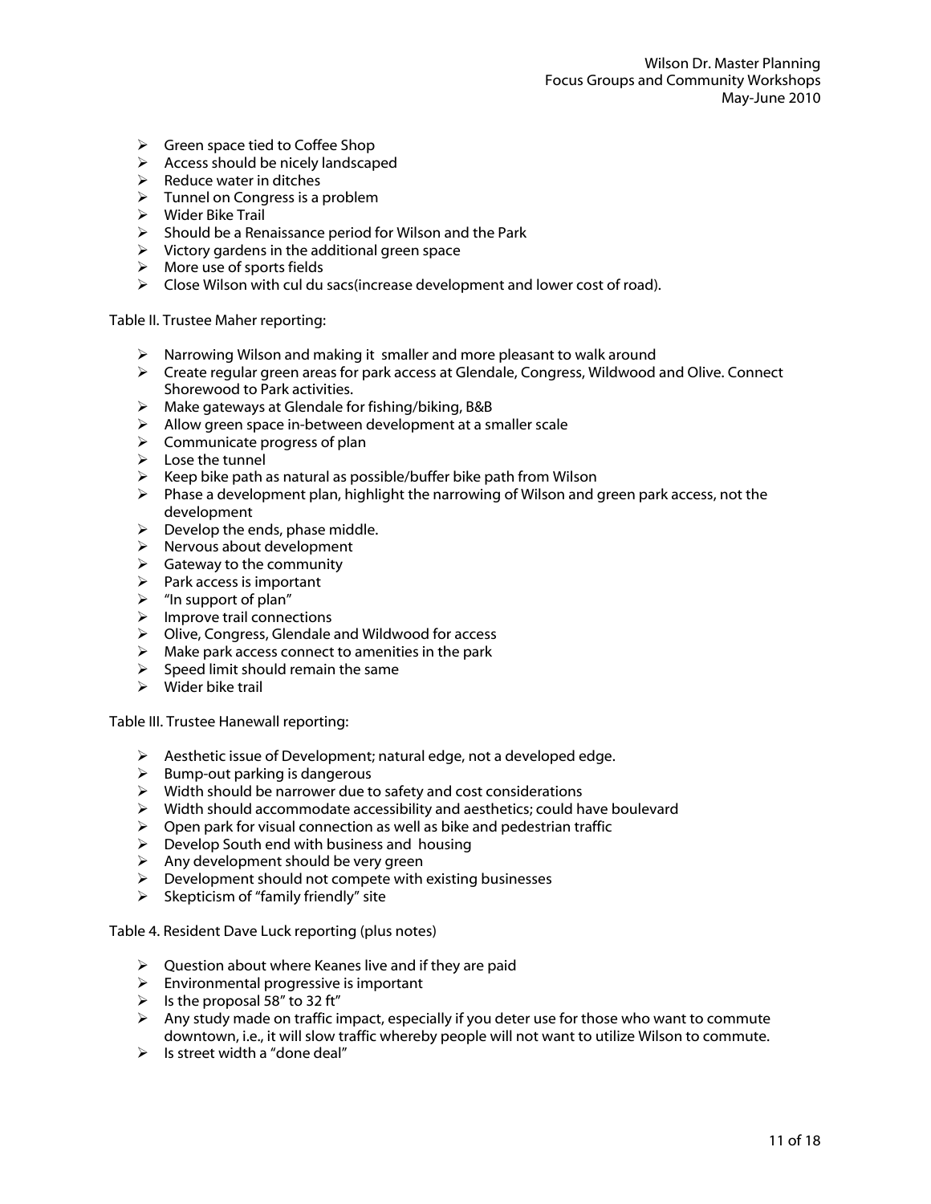- Green space tied to Coffee Shop
- Access should be nicely landscaped
- Reduce water in ditches
- Tunnel on Congress is a problem
- Wider Bike Trail
- Should be a Renaissance period for Wilson and the Park
- Victory gardens in the additional green space
- More use of sports fields
- Close Wilson with cul du sacs(increase development and lower cost of road).

Table II. Trustee Maher reporting:

- Narrowing Wilson and making it smaller and more pleasant to walk around
- Create regular green areas for park access at Glendale, Congress, Wildwood and Olive. Connect Shorewood to Park activities.
- Make gateways at Glendale for fishing/biking, B&B
- Allow green space in-between development at a smaller scale
- Communicate progress of plan
- Lose the tunnel
- Keep bike path as natural as possible/buffer bike path from Wilson
- Phase a development plan, highlight the narrowing of Wilson and green park access, not the development
- Develop the ends, phase middle.
- Nervous about development
- Gateway to the community
- Park access is important
- "In support of plan"
- Improve trail connections
- Olive, Congress, Glendale and Wildwood for access
- Make park access connect to amenities in the park
- Speed limit should remain the same
- Wider bike trail

Table III. Trustee Hanewall reporting:

- Aesthetic issue of Development; natural edge, not a developed edge.
- Bump-out parking is dangerous
- Width should be narrower due to safety and cost considerations
- Width should accommodate accessibility and aesthetics; could have boulevard
- Open park for visual connection as well as bike and pedestrian traffic
- Develop South end with business and housing
- Any development should be very green
- Development should not compete with existing businesses
- Skepticism of "family friendly" site

Table 4. Resident Dave Luck reporting (plus notes)

- Question about where Keanes live and if they are paid
- Environmental progressive is important
- Is the proposal 58" to 32 ft"
- Any study made on traffic impact, especially if you deter use for those who want to commute downtown, i.e., it will slow traffic whereby people will not want to utilize Wilson to commute.
- Is street width a "done deal"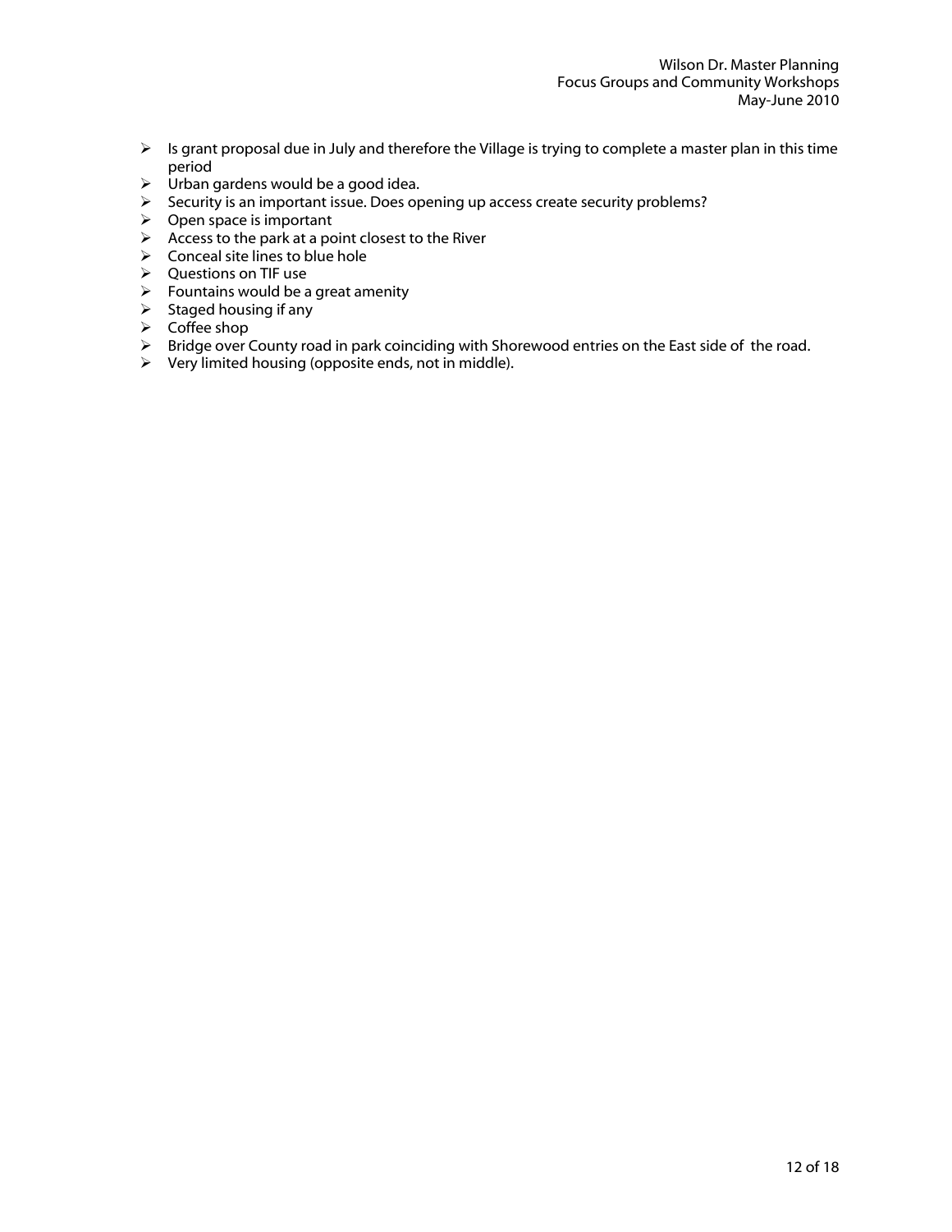- Is grant proposal due in July and therefore the Village is trying to complete a master plan in this time period
- Urban gardens would be a good idea.
- Security is an important issue. Does opening up access create security problems?
- Open space is important
- Access to the park at a point closest to the River
- Conceal site lines to blue hole
- Questions on TIF use
- Fountains would be a great amenity
- Staged housing if any
- Coffee shop
- Bridge over County road in park coinciding with Shorewood entries on the East side of the road.
- Very limited housing (opposite ends, not in middle).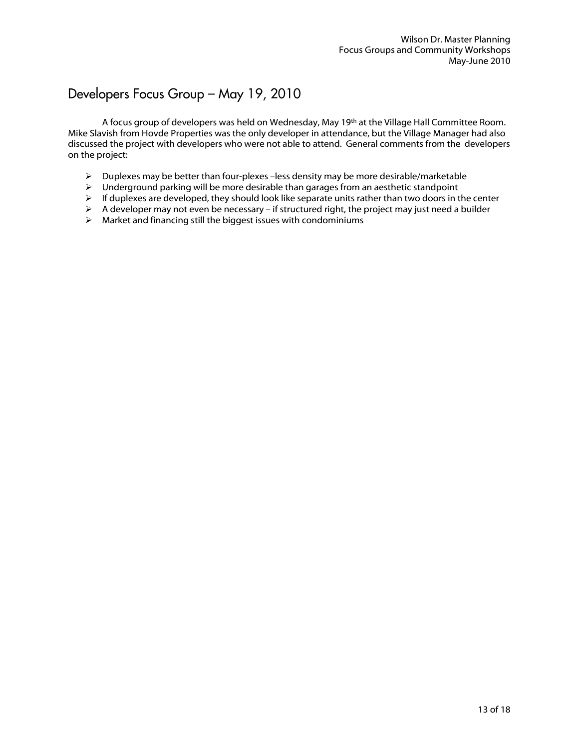## Developers Focus Group – May 19, 2010

A focus group of developers was held on Wednesday, May 19th at the Village Hall Committee Room. Mike Slavish from Hovde Properties was the only developer in attendance, but the Village Manager had also discussed the project with developers who were not able to attend. General comments from the developers on the project:

- Duplexes may be better than four-plexes –less density may be more desirable/marketable
- Underground parking will be more desirable than garages from an aesthetic standpoint
- If duplexes are developed, they should look like separate units rather than two doors in the center
- A developer may not even be necessary – if structured right, the project may just need a builder
- Market and financing still the biggest issues with condominiums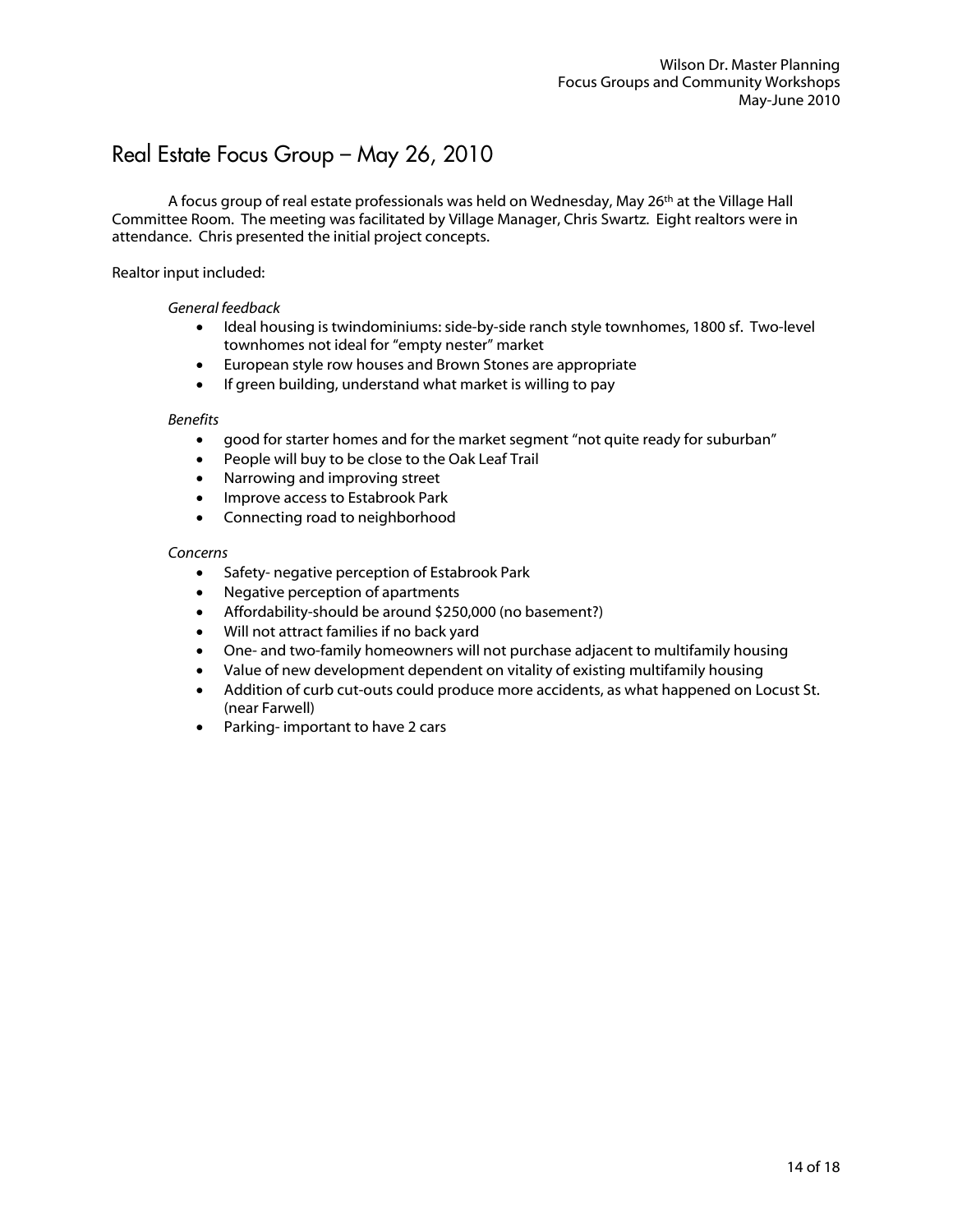## Real Estate Focus Group – May 26, 2010

A focus group of real estate professionals was held on Wednesday, May 26th at the Village Hall Committee Room. The meeting was facilitated by Village Manager, Chris Swartz. Eight realtors were in attendance. Chris presented the initial project concepts.

Realtor input included:

*General feedback*

- Ideal housing is twindominiums: side-by-side ranch style townhomes, 1800 sf. Two-level townhomes not ideal for "empty nester" market
- European style row houses and Brown Stones are appropriate
- If green building, understand what market is willing to pay

*Benefits*

- good for starter homes and for the market segment "not quite ready for suburban"
- People will buy to be close to the Oak Leaf Trail
- Narrowing and improving street
- Improve access to Estabrook Park
- Connecting road to neighborhood

*Concerns*

- Safety- negative perception of Estabrook Park
- Negative perception of apartments
- Affordability-should be around $250,000 (no basement?)
- Will not attract families if no back yard
- One- and two-family homeowners will not purchase adjacent to multifamily housing
- Value of new development dependent on vitality of existing multifamily housing
- Addition of curb cut-outs could produce more accidents, as what happened on Locust St. (near Farwell)
- Parking- important to have 2 cars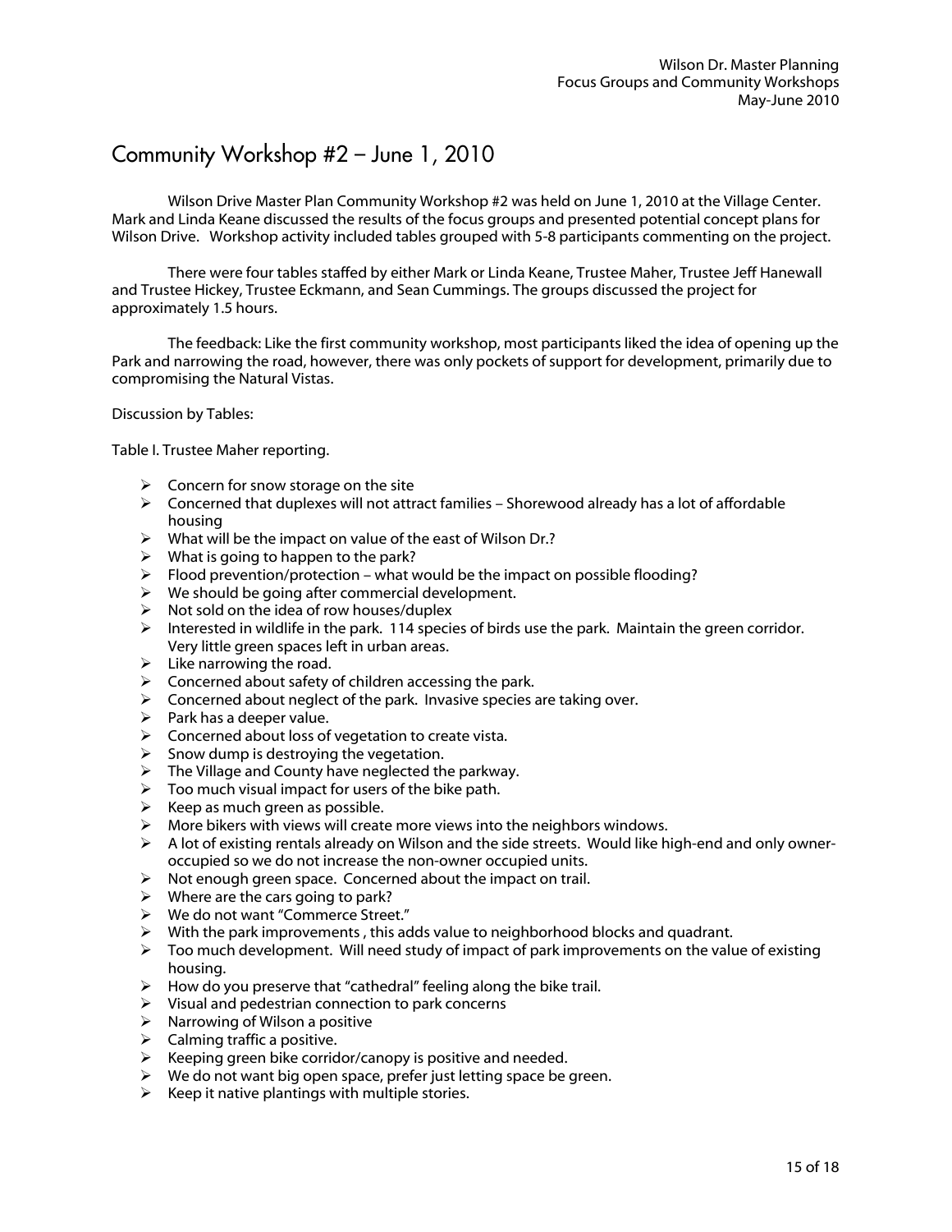# Community Workshop #2 – June 1, 2010

Wilson Drive Master Plan Community Workshop #2 was held on June 1, 2010 at the Village Center. Mark and Linda Keane discussed the results of the focus groups and presented potential concept plans for Wilson Drive. Workshop activity included tables grouped with 5-8 participants commenting on the project.

There were four tables staffed by either Mark or Linda Keane, Trustee Maher, Trustee Jeff Hanewall and Trustee Hickey, Trustee Eckmann, and Sean Cummings. The groups discussed the project for approximately 1.5 hours.

The feedback: Like the first community workshop, most participants liked the idea of opening up the Park and narrowing the road, however, there was only pockets of support for development, primarily due to compromising the Natural Vistas.

Discussion by Tables:

Table I. Trustee Maher reporting.

- Concern for snow storage on the site
- Concerned that duplexes will not attract families – Shorewood already has a lot of affordable housing
- What will be the impact on value of the east of Wilson Dr.?
- What is going to happen to the park?
- Flood prevention/protection – what would be the impact on possible flooding?
- We should be going after commercial development.
- Not sold on the idea of row houses/duplex
- Interested in wildlife in the park. 114 species of birds use the park. Maintain the green corridor. Very little green spaces left in urban areas.
- Like narrowing the road.
- Concerned about safety of children accessing the park.
- Concerned about neglect of the park. Invasive species are taking over.
- Park has a deeper value.
- Concerned about loss of vegetation to create vista.
- Snow dump is destroying the vegetation.
- The Village and County have neglected the parkway.
- Too much visual impact for users of the bike path.
- Keep as much green as possible.
- More bikers with views will create more views into the neighbors windows.
- A lot of existing rentals already on Wilson and the side streets. Would like high-end and only owner-occupied so we do not increase the non-owner occupied units.
- Not enough green space. Concerned about the impact on trail.
- Where are the cars going to park?
- We do not want "Commerce Street."
- With the park improvements , this adds value to neighborhood blocks and quadrant.
- Too much development. Will need study of impact of park improvements on the value of existing housing.
- How do you preserve that "cathedral" feeling along the bike trail.
- Visual and pedestrian connection to park concerns
- Narrowing of Wilson a positive
- Calming traffic a positive.
- Keeping green bike corridor/canopy is positive and needed.
- We do not want big open space, prefer just letting space be green.
- Keep it native plantings with multiple stories.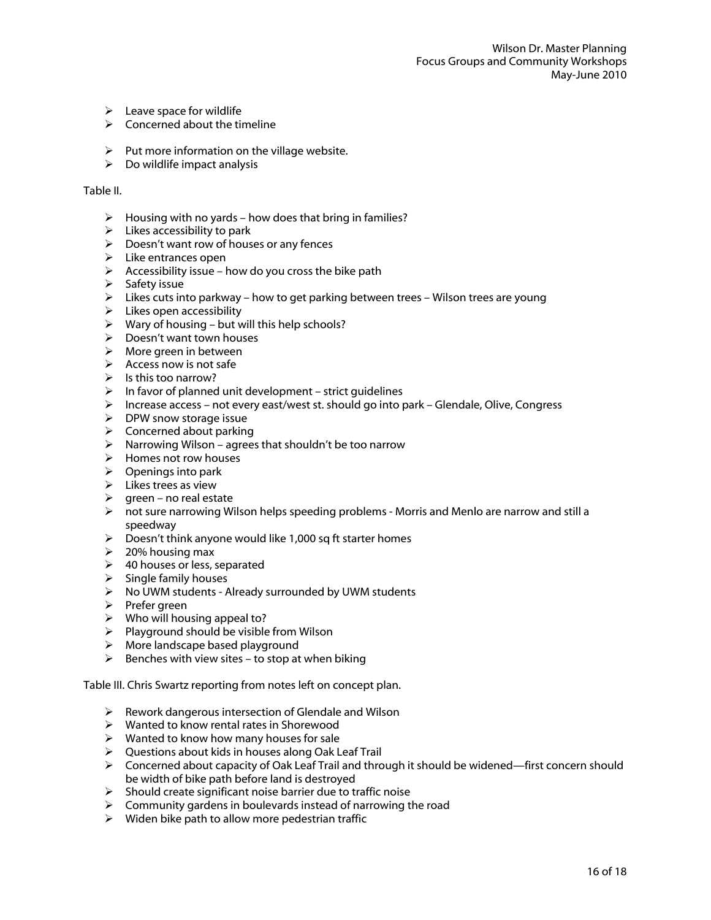- Leave space for wildlife
- Concerned about the timeline

- Put more information on the village website.
- Do wildlife impact analysis

Table II.

- Housing with no yards – how does that bring in families?
- Likes accessibility to park
- Doesn't want row of houses or any fences
- Like entrances open
- Accessibility issue – how do you cross the bike path
- Safety issue
- Likes cuts into parkway – how to get parking between trees – Wilson trees are young
- Likes open accessibility
- Wary of housing – but will this help schools?
- Doesn't want town houses
- More green in between
- Access now is not safe
- Is this too narrow?
- In favor of planned unit development – strict guidelines
- Increase access – not every east/west st. should go into park – Glendale, Olive, Congress
- DPW snow storage issue
- Concerned about parking
- Narrowing Wilson – agrees that shouldn't be too narrow
- Homes not row houses
- Openings into park
- Likes trees as view
- green – no real estate
- not sure narrowing Wilson helps speeding problems - Morris and Menlo are narrow and still a speedway
- Doesn't think anyone would like 1,000 sq ft starter homes
- 20% housing max
- 40 houses or less, separated
- Single family houses
- No UWM students - Already surrounded by UWM students
- Prefer green
- Who will housing appeal to?
- Playground should be visible from Wilson
- More landscape based playground
- Benches with view sites – to stop at when biking

Table III. Chris Swartz reporting from notes left on concept plan.

- Rework dangerous intersection of Glendale and Wilson
- Wanted to know rental rates in Shorewood
- Wanted to know how many houses for sale
- Questions about kids in houses along Oak Leaf Trail
- Concerned about capacity of Oak Leaf Trail and through it should be widened—first concern should be width of bike path before land is destroyed
- Should create significant noise barrier due to traffic noise
- Community gardens in boulevards instead of narrowing the road
- Widen bike path to allow more pedestrian traffic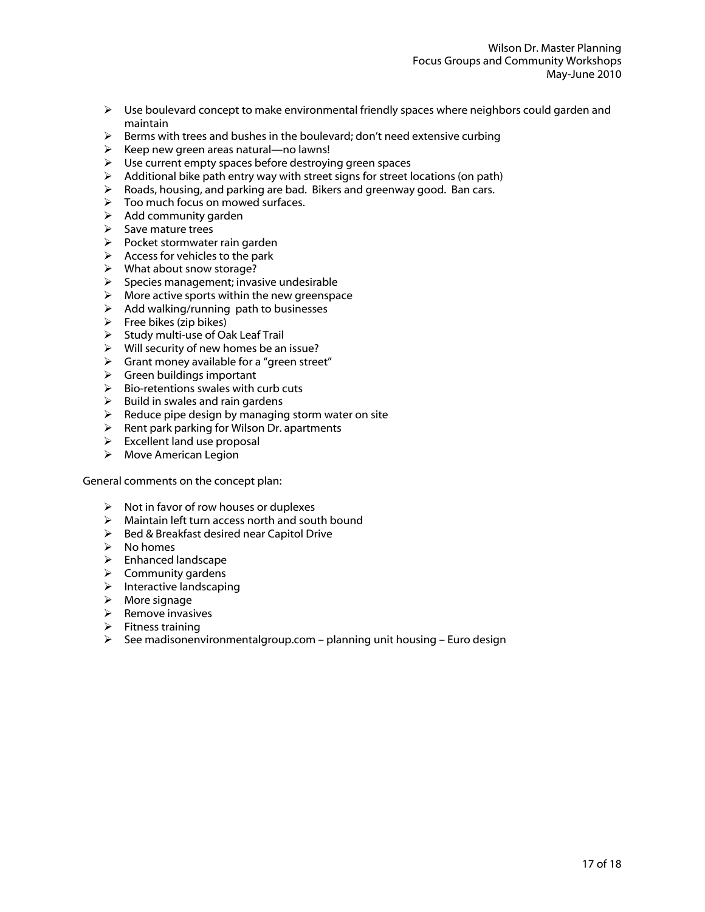- Use boulevard concept to make environmental friendly spaces where neighbors could garden and maintain
- Berms with trees and bushes in the boulevard; don't need extensive curbing
- Keep new green areas natural—no lawns!
- Use current empty spaces before destroying green spaces
- Additional bike path entry way with street signs for street locations (on path)
- Roads, housing, and parking are bad. Bikers and greenway good. Ban cars.
- Too much focus on mowed surfaces.
- Add community garden
- Save mature trees
- Pocket stormwater rain garden
- Access for vehicles to the park
- What about snow storage?
- Species management; invasive undesirable
- More active sports within the new greenspace
- Add walking/running path to businesses
- Free bikes (zip bikes)
- Study multi-use of Oak Leaf Trail
- Will security of new homes be an issue?
- Grant money available for a "green street"
- Green buildings important
- Bio-retentions swales with curb cuts
- Build in swales and rain gardens
- Reduce pipe design by managing storm water on site
- Rent park parking for Wilson Dr. apartments
- Excellent land use proposal
- Move American Legion

General comments on the concept plan:

- Not in favor of row houses or duplexes
- Maintain left turn access north and south bound
- Bed & Breakfast desired near Capitol Drive
- No homes
- Enhanced landscape
- Community gardens
- Interactive landscaping
- More signage
- Remove invasives
- Fitness training
- See madisonenvironmentalgroup.com – planning unit housing – Euro design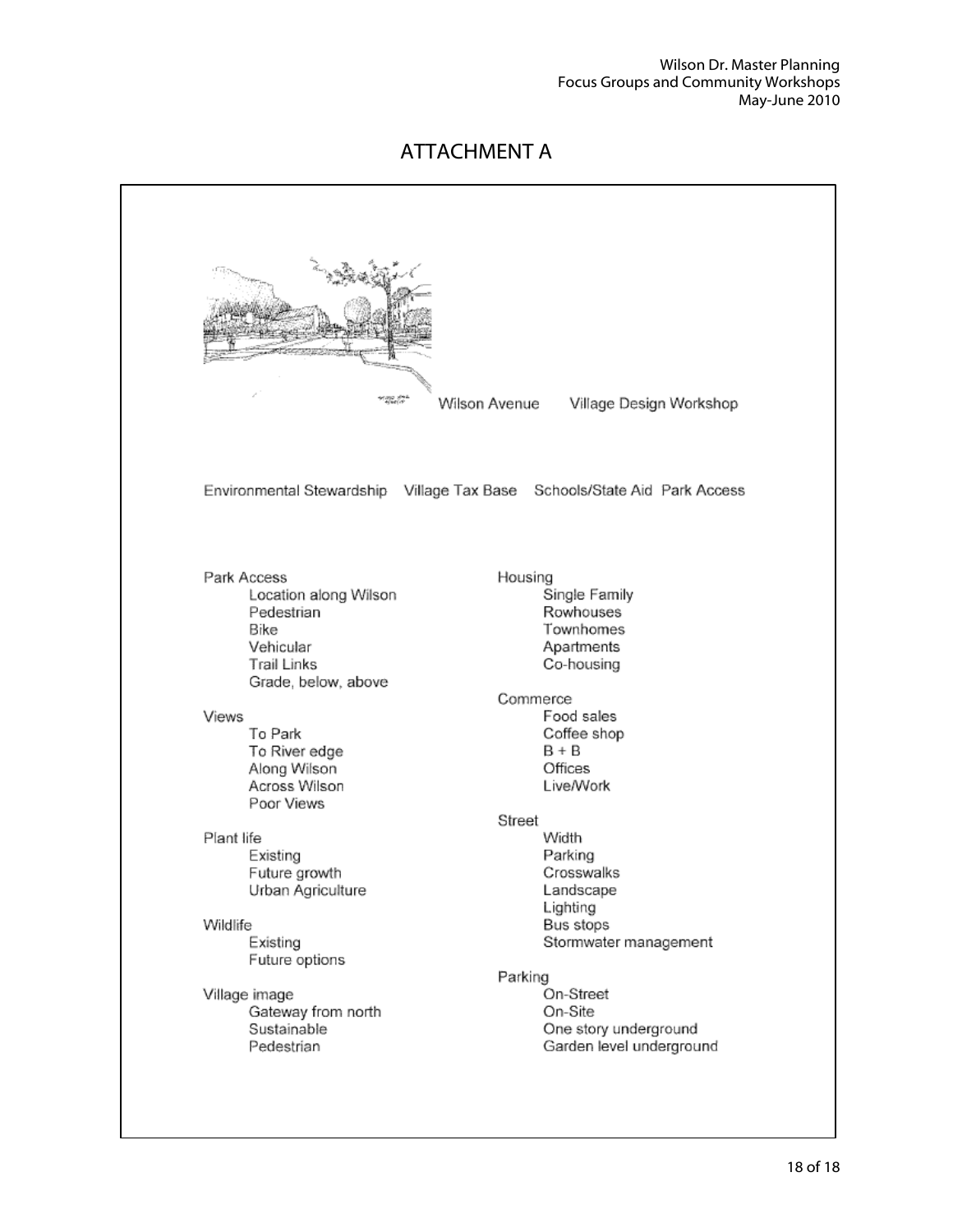# ATTACHMENT A

Wilson Avenue Village Design Workshop

Environmental Stewardship Village Tax Base Schools/State Aid Park Access

Park Access
- Location along Wilson
- Pedestrian
- Bike
- Vehicular
- Trail Links
- Grade, below, above

Views
- To Park
- To River edge
- Along Wilson
- Across Wilson
- Poor Views

Plant life
- Existing
- Future growth
- Urban Agriculture

Wildlife
- Existing
- Future options

Village image
- Gateway from north
- Sustainable
- Pedestrian

Housing
- Single Family
- Rowhouses
- Townhomes
- Apartments
- Co-housing

Commerce
- Food sales
- Coffee shop
- B + B
- Offices
- Live/Work

Street
- Width
- Parking
- Crosswalks
- Landscape
- Lighting
- Bus stops
- Stormwater management

Parking
- On-Street
- On-Site
- One story underground
- Garden level underground